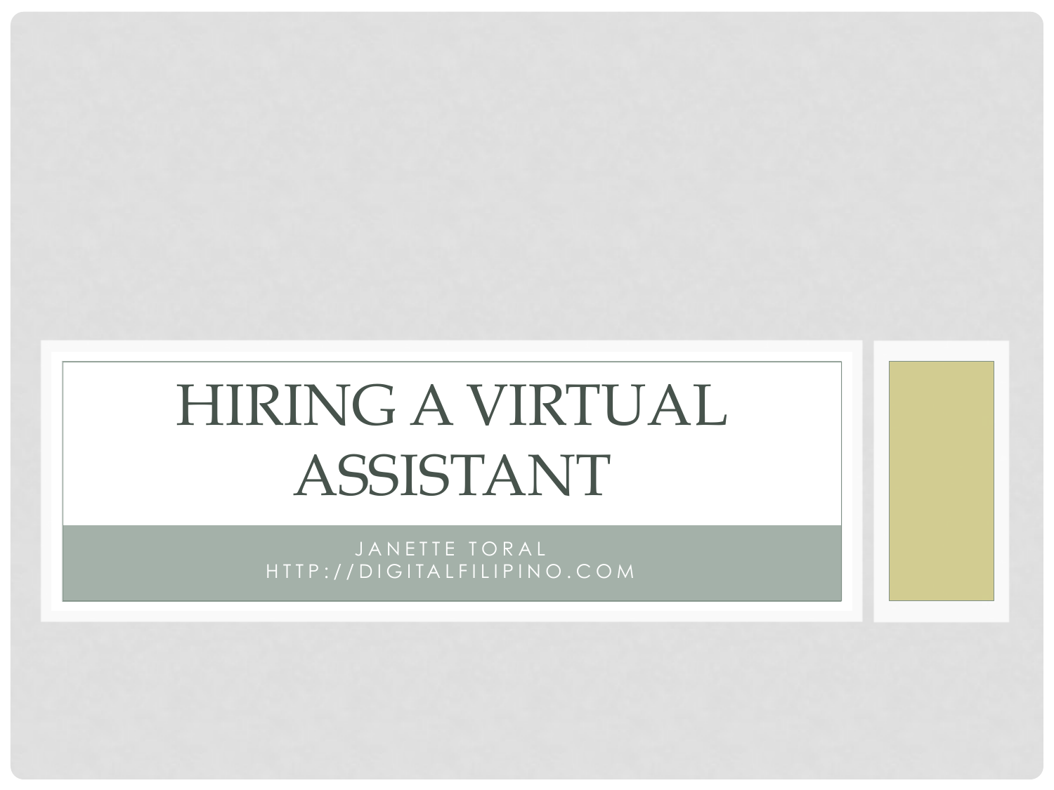# HIRING A VIRTUAL ASSISTANT

JANETTE TORAL
HTTP://DIGITALFILIPINO.COM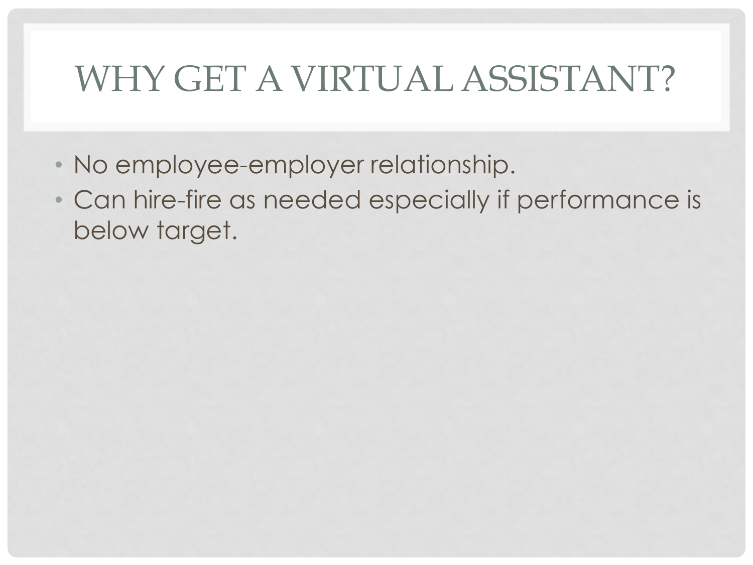# WHY GET A VIRTUAL ASSISTANT?

- No employee-employer relationship.
- Can hire-fire as needed especially if performance is below target.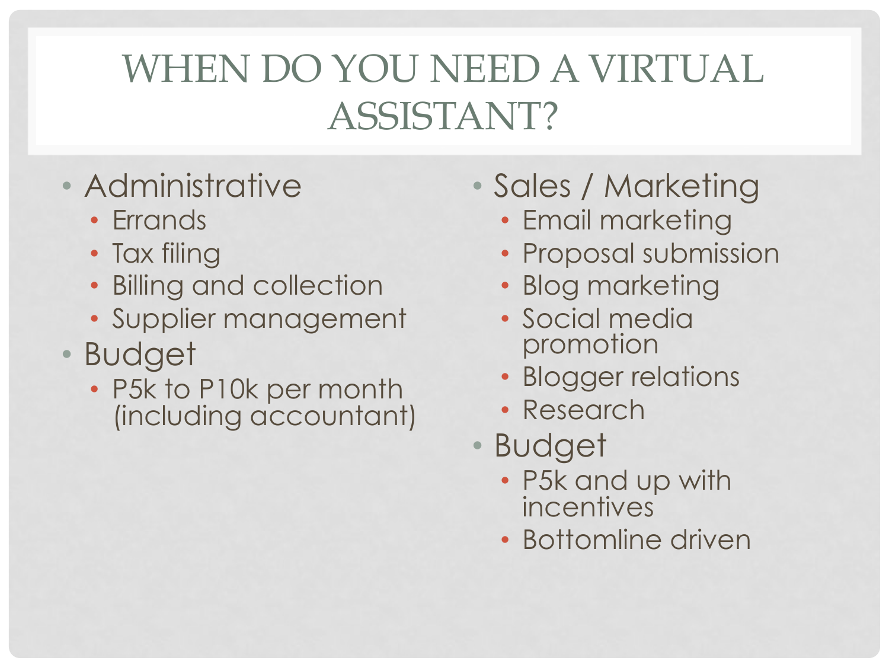# WHEN DO YOU NEED A VIRTUAL ASSISTANT?

- Administrative
  - Errands
  - Tax filing
  - Billing and collection
  - Supplier management
- Budget
  - P5k to P10k per month (including accountant)

- Sales / Marketing
  - Email marketing
  - Proposal submission
  - Blog marketing
  - Social media promotion
  - Blogger relations
  - Research
- Budget
  - P5k and up with incentives
  - Bottomline driven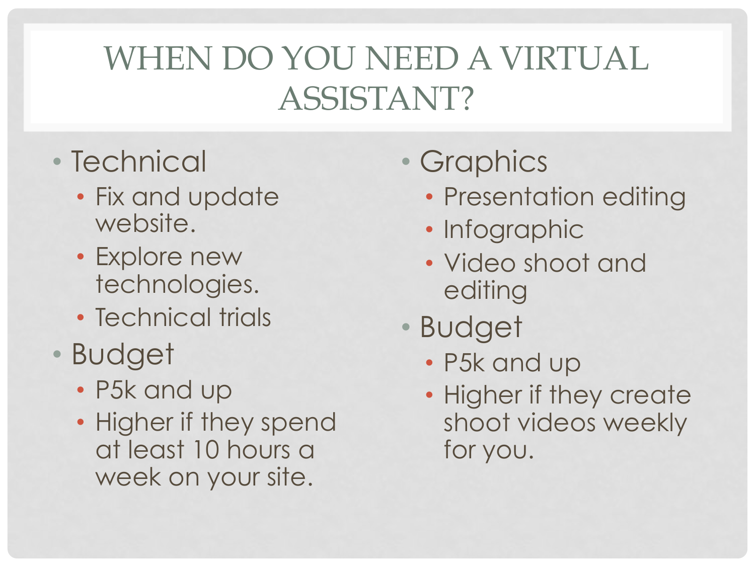# WHEN DO YOU NEED A VIRTUAL ASSISTANT?

- Technical
  - Fix and update website.
  - Explore new technologies.
  - Technical trials
- Budget
  - P5k and up
  - Higher if they spend at least 10 hours a week on your site.
- Graphics
  - Presentation editing
  - Infographic
  - Video shoot and editing
- Budget
  - P5k and up
  - Higher if they create shoot videos weekly for you.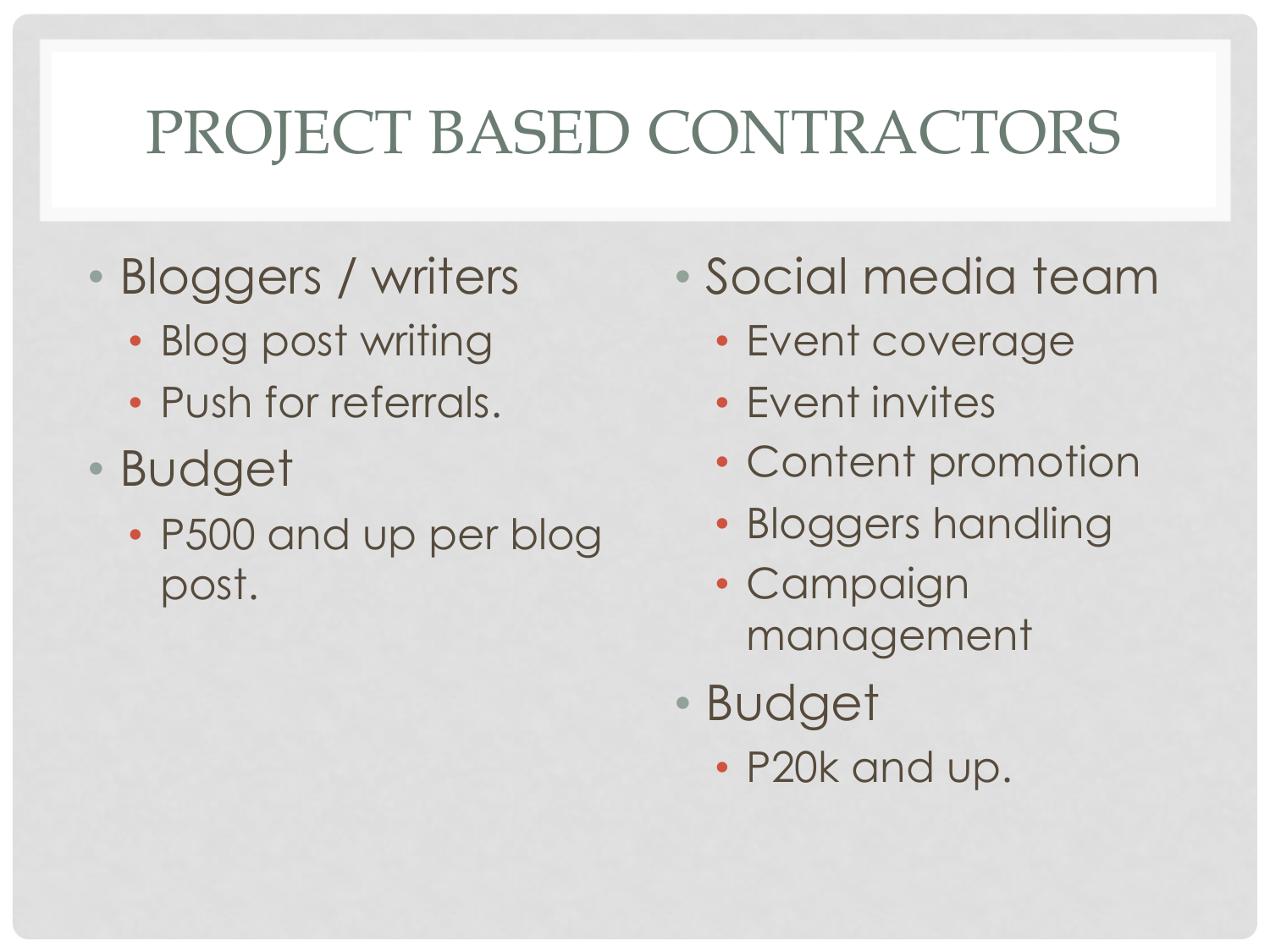# PROJECT BASED CONTRACTORS

- Bloggers / writers
  - Blog post writing
  - Push for referrals.
- Budget
  - P500 and up per blog post.

- Social media team
  - Event coverage
  - Event invites
  - Content promotion
  - Bloggers handling
  - Campaign management
- Budget
  - P20k and up.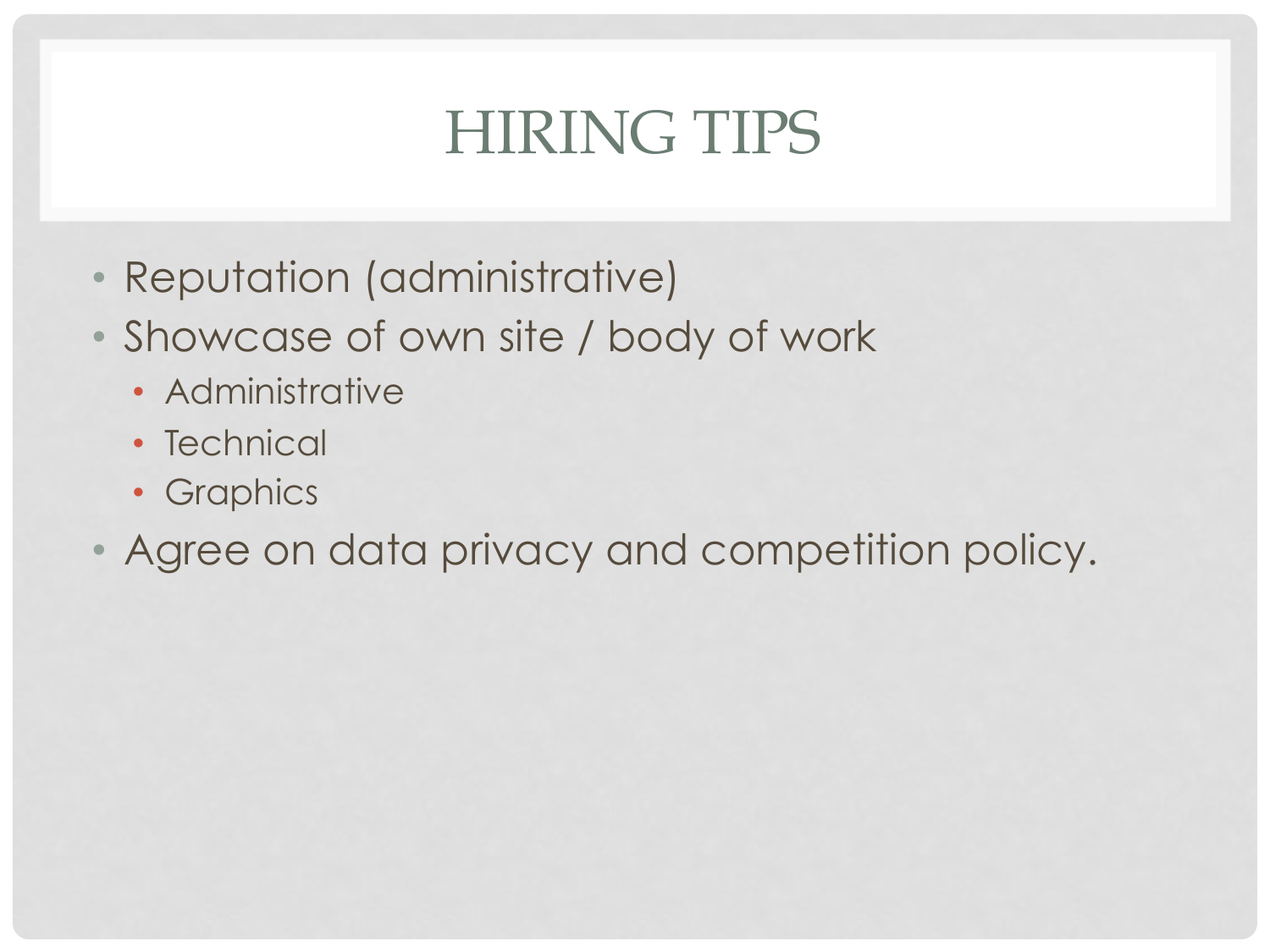# HIRING TIPS

- Reputation (administrative)
- Showcase of own site / body of work
  - Administrative
  - Technical
  - Graphics
- Agree on data privacy and competition policy.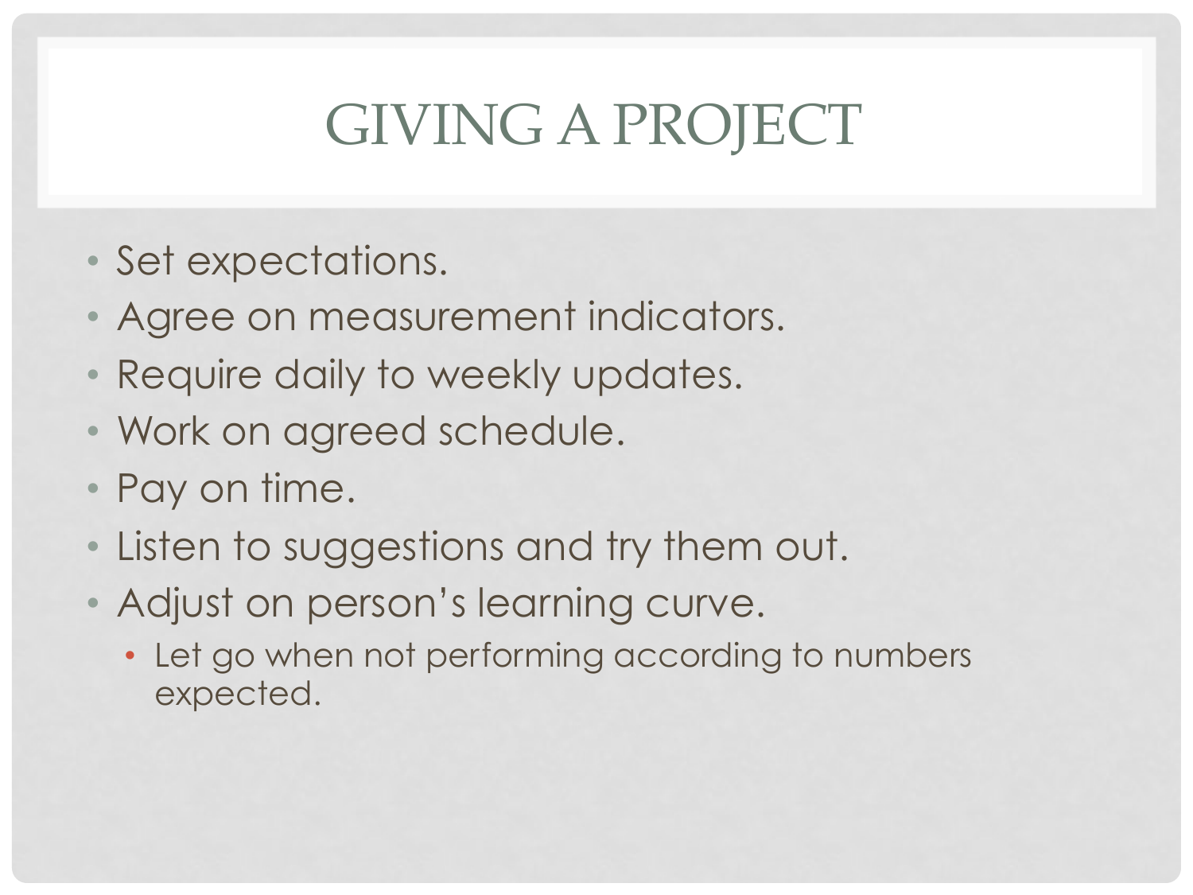# GIVING A PROJECT

- Set expectations.
- Agree on measurement indicators.
- Require daily to weekly updates.
- Work on agreed schedule.
- Pay on time.
- Listen to suggestions and try them out.
- Adjust on person's learning curve.
  - Let go when not performing according to numbers expected.